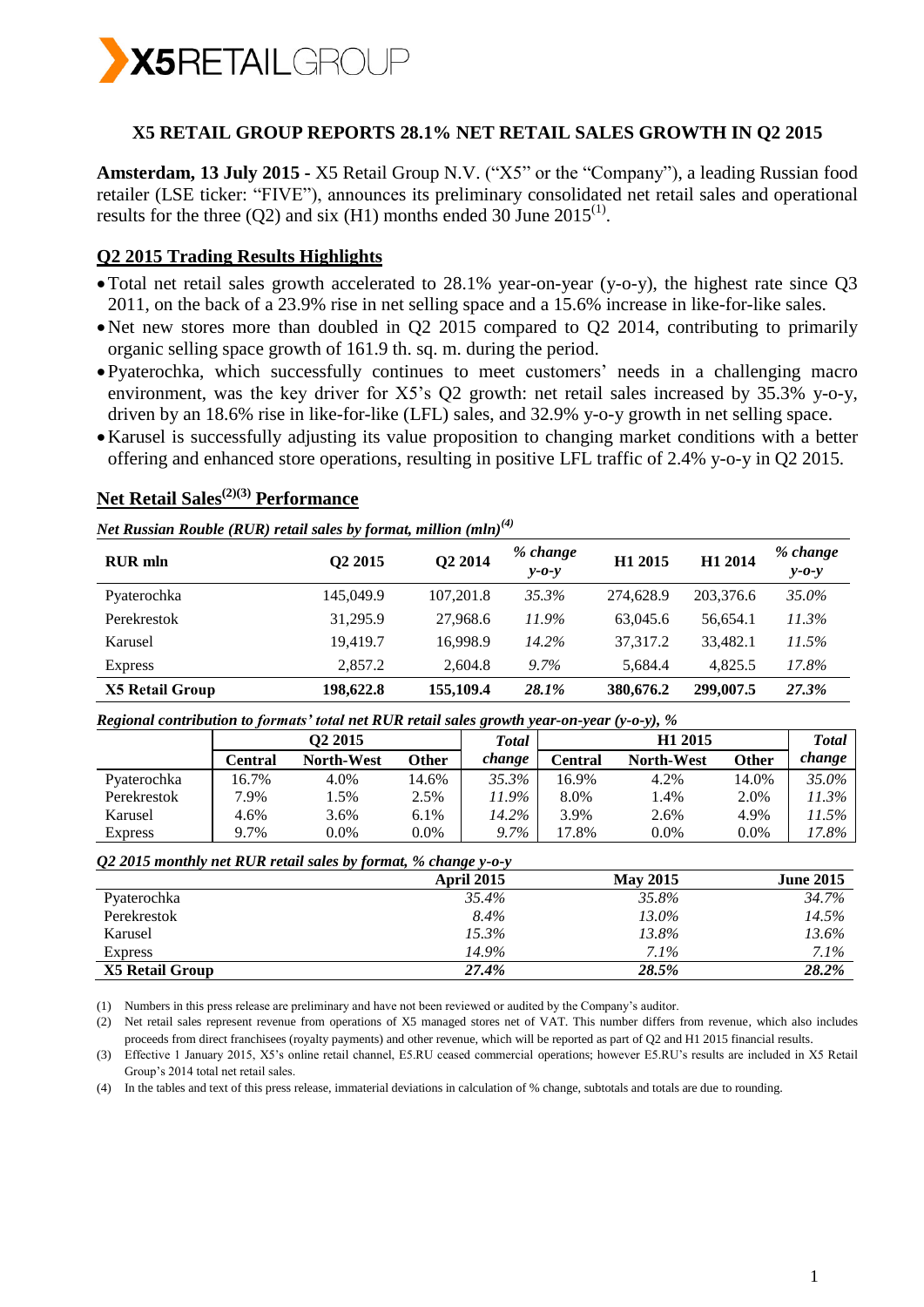# X5 RETAIL GROUP REPORTS 28.1% NET RETAIL SALES GROWTH IN Q2 2015

**Amsterdam, 13 July 2015 -** X5 Retail Group N.V. ("X5" or the "Company"), a leading Russian food retailer (LSE ticker: "FIVE"), announces its preliminary consolidated net retail sales and operational results for the three (Q2) and six (H1) months ended 30 June 2015[(1)].

## Q2 2015 Trading Results Highlights

- Total net retail sales growth accelerated to 28.1% year-on-year (y-o-y), the highest rate since Q3 2011, on the back of a 23.9% rise in net selling space and a 15.6% increase in like-for-like sales.
- Net new stores more than doubled in Q2 2015 compared to Q2 2014, contributing to primarily organic selling space growth of 161.9 th. sq. m. during the period.
- Pyaterochka, which successfully continues to meet customers' needs in a challenging macro environment, was the key driver for X5's Q2 growth: net retail sales increased by 35.3% y-o-y, driven by an 18.6% rise in like-for-like (LFL) sales, and 32.9% y-o-y growth in net selling space.
- Karusel is successfully adjusting its value proposition to changing market conditions with a better offering and enhanced store operations, resulting in positive LFL traffic of 2.4% y-o-y in Q2 2015.

## Net Retail Sales[(2)(3)] Performance

*Net Russian Rouble (RUR) retail sales by format, million (mln)[(4)]*

| RUR mln | Q2 2015 | Q2 2014 | *% change y-o-y* | H1 2015 | H1 2014 | *% change y-o-y* |
|---|---|---|---|---|---|---|
| Pyaterochka | 145,049.9 | 107,201.8 | *35.3%* | 274,628.9 | 203,376.6 | *35.0%* |
| Perekrestok | 31,295.9 | 27,968.6 | *11.9%* | 63,045.6 | 56,654.1 | *11.3%* |
| Karusel | 19,419.7 | 16,998.9 | *14.2%* | 37,317.2 | 33,482.1 | *11.5%* |
| Express | 2,857.2 | 2,604.8 | *9.7%* | 5,684.4 | 4,825.5 | *17.8%* |
| **X5 Retail Group** | **198,622.8** | **155,109.4** | ***28.1%*** | **380,676.2** | **299,007.5** | ***27.3%*** |

*Regional contribution to formats' total net RUR retail sales growth year-on-year (y-o-y), %*

| | Q2 2015 | | | *Total change* | H1 2015 | | | *Total change* |
|---|---|---|---|---|---|---|---|---|
| | Central | North-West | Other | | Central | North-West | Other | |
| Pyaterochka | 16.7% | 4.0% | 14.6% | *35.3%* | 16.9% | 4.2% | 14.0% | *35.0%* |
| Perekrestok | 7.9% | 1.5% | 2.5% | *11.9%* | 8.0% | 1.4% | 2.0% | *11.3%* |
| Karusel | 4.6% | 3.6% | 6.1% | *14.2%* | 3.9% | 2.6% | 4.9% | *11.5%* |
| Express | 9.7% | 0.0% | 0.0% | *9.7%* | 17.8% | 0.0% | 0.0% | *17.8%* |

*Q2 2015 monthly net RUR retail sales by format, % change y-o-y*

| | April 2015 | May 2015 | June 2015 |
|---|---|---|---|
| Pyaterochka | *35.4%* | *35.8%* | *34.7%* |
| Perekrestok | *8.4%* | *13.0%* | *14.5%* |
| Karusel | *15.3%* | *13.8%* | *13.6%* |
| Express | *14.9%* | *7.1%* | *7.1%* |
| **X5 Retail Group** | ***27.4%*** | ***28.5%*** | ***28.2%*** |

(1) Numbers in this press release are preliminary and have not been reviewed or audited by the Company's auditor.

(2) Net retail sales represent revenue from operations of X5 managed stores net of VAT. This number differs from revenue, which also includes proceeds from direct franchisees (royalty payments) and other revenue, which will be reported as part of Q2 and H1 2015 financial results.

(3) Effective 1 January 2015, X5's online retail channel, E5.RU ceased commercial operations; however E5.RU's results are included in X5 Retail Group's 2014 total net retail sales.

(4) In the tables and text of this press release, immaterial deviations in calculation of % change, subtotals and totals are due to rounding.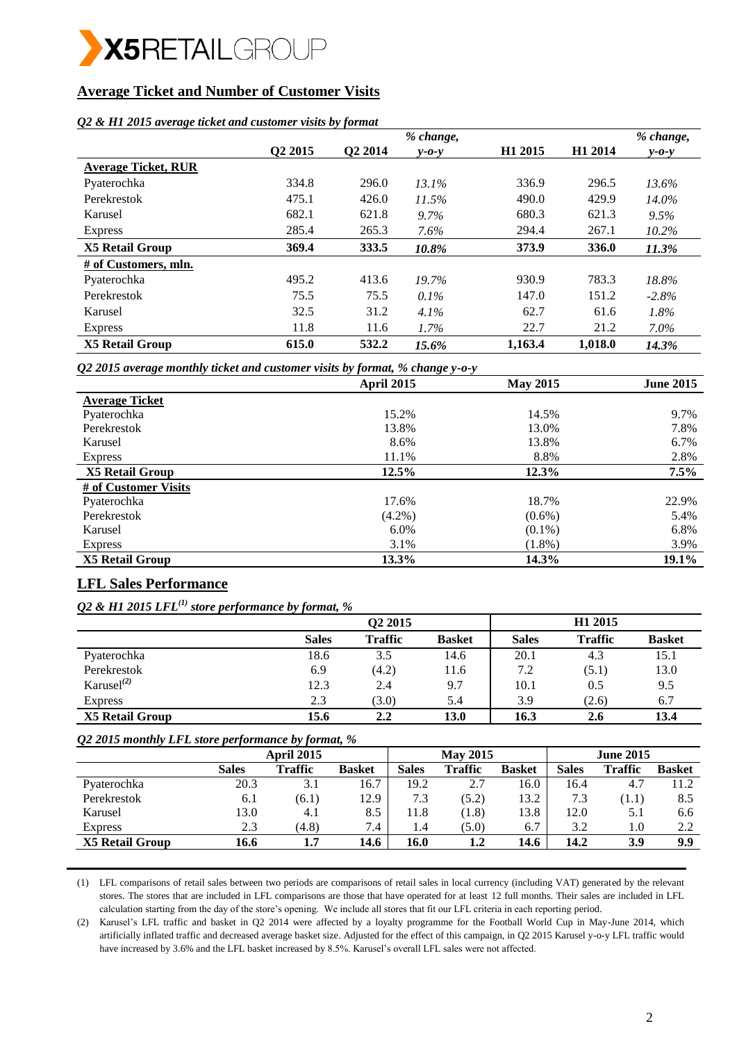## Average Ticket and Number of Customer Visits

*Q2 & H1 2015 average ticket and customer visits by format*

| | Q2 2015 | Q2 2014 | % change, y-o-y | H1 2015 | H1 2014 | % change, y-o-y |
|---|---|---|---|---|---|---|
| **Average Ticket, RUR** | | | | | | |
| Pyaterochka | 334.8 | 296.0 | *13.1%* | 336.9 | 296.5 | *13.6%* |
| Perekrestok | 475.1 | 426.0 | *11.5%* | 490.0 | 429.9 | *14.0%* |
| Karusel | 682.1 | 621.8 | *9.7%* | 680.3 | 621.3 | *9.5%* |
| Express | 285.4 | 265.3 | *7.6%* | 294.4 | 267.1 | *10.2%* |
| **X5 Retail Group** | **369.4** | **333.5** | ***10.8%*** | **373.9** | **336.0** | ***11.3%*** |
| **# of Customers, mln.** | | | | | | |
| Pyaterochka | 495.2 | 413.6 | *19.7%* | 930.9 | 783.3 | *18.8%* |
| Perekrestok | 75.5 | 75.5 | *0.1%* | 147.0 | 151.2 | *-2.8%* |
| Karusel | 32.5 | 31.2 | *4.1%* | 62.7 | 61.6 | *1.8%* |
| Express | 11.8 | 11.6 | *1.7%* | 22.7 | 21.2 | *7.0%* |
| **X5 Retail Group** | **615.0** | **532.2** | ***15.6%*** | **1,163.4** | **1,018.0** | ***14.3%*** |

*Q2 2015 average monthly ticket and customer visits by format, % change y-o-y*

| | April 2015 | May 2015 | June 2015 |
|---|---|---|---|
| **Average Ticket** | | | |
| Pyaterochka | 15.2% | 14.5% | 9.7% |
| Perekrestok | 13.8% | 13.0% | 7.8% |
| Karusel | 8.6% | 13.8% | 6.7% |
| Express | 11.1% | 8.8% | 2.8% |
| **X5 Retail Group** | **12.5%** | **12.3%** | **7.5%** |
| **# of Customer Visits** | | | |
| Pyaterochka | 17.6% | 18.7% | 22.9% |
| Perekrestok | (4.2%) | (0.6%) | 5.4% |
| Karusel | 6.0% | (0.1%) | 6.8% |
| Express | 3.1% | (1.8%) | 3.9% |
| **X5 Retail Group** | **13.3%** | **14.3%** | **19.1%** |

## LFL Sales Performance

*Q2 & H1 2015 LFL[(1)] store performance by format, %*

| | Q2 2015 | | | H1 2015 | | |
|---|---|---|---|---|---|---|
| | **Sales** | **Traffic** | **Basket** | **Sales** | **Traffic** | **Basket** |
| Pyaterochka | 18.6 | 3.5 | 14.6 | 20.1 | 4.3 | 15.1 |
| Perekrestok | 6.9 | (4.2) | 11.6 | 7.2 | (5.1) | 13.0 |
| Karusel[(2)] | 12.3 | 2.4 | 9.7 | 10.1 | 0.5 | 9.5 |
| Express | 2.3 | (3.0) | 5.4 | 3.9 | (2.6) | 6.7 |
| **X5 Retail Group** | **15.6** | **2.2** | **13.0** | **16.3** | **2.6** | **13.4** |

*Q2 2015 monthly LFL store performance by format, %*

| | April 2015 | | | May 2015 | | | June 2015 | | |
|---|---|---|---|---|---|---|---|---|---|
| | **Sales** | **Traffic** | **Basket** | **Sales** | **Traffic** | **Basket** | **Sales** | **Traffic** | **Basket** |
| Pyaterochka | 20.3 | 3.1 | 16.7 | 19.2 | 2.7 | 16.0 | 16.4 | 4.7 | 11.2 |
| Perekrestok | 6.1 | (6.1) | 12.9 | 7.3 | (5.2) | 13.2 | 7.3 | (1.1) | 8.5 |
| Karusel | 13.0 | 4.1 | 8.5 | 11.8 | (1.8) | 13.8 | 12.0 | 5.1 | 6.6 |
| Express | 2.3 | (4.8) | 7.4 | 1.4 | (5.0) | 6.7 | 3.2 | 1.0 | 2.2 |
| **X5 Retail Group** | **16.6** | **1.7** | **14.6** | **16.0** | **1.2** | **14.6** | **14.2** | **3.9** | **9.9** |

(1) LFL comparisons of retail sales between two periods are comparisons of retail sales in local currency (including VAT) generated by the relevant stores. The stores that are included in LFL comparisons are those that have operated for at least 12 full months. Their sales are included in LFL calculation starting from the day of the store's opening. We include all stores that fit our LFL criteria in each reporting period.

(2) Karusel's LFL traffic and basket in Q2 2014 were affected by a loyalty programme for the Football World Cup in May-June 2014, which artificially inflated traffic and decreased average basket size. Adjusted for the effect of this campaign, in Q2 2015 Karusel y-o-y LFL traffic would have increased by 3.6% and the LFL basket increased by 8.5%. Karusel's overall LFL sales were not affected.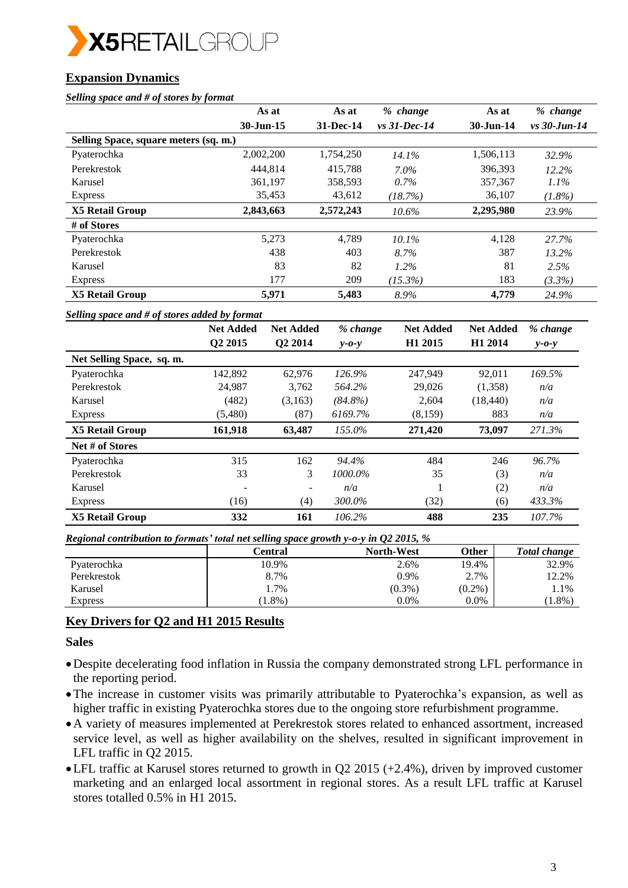## Expansion Dynamics

***Selling space and # of stores by format***

| | As at 30-Jun-15 | As at 31-Dec-14 | *% change vs 31-Dec-14* | As at 30-Jun-14 | *% change vs 30-Jun-14* |
|---|---|---|---|---|---|
| **Selling Space, square meters (sq. m.)** | | | | | |
| Pyaterochka | 2,002,200 | 1,754,250 | *14.1%* | 1,506,113 | *32.9%* |
| Perekrestok | 444,814 | 415,788 | *7.0%* | 396,393 | *12.2%* |
| Karusel | 361,197 | 358,593 | *0.7%* | 357,367 | *1.1%* |
| Express | 35,453 | 43,612 | *(18.7%)* | 36,107 | *(1.8%)* |
| **X5 Retail Group** | **2,843,663** | **2,572,243** | *10.6%* | **2,295,980** | *23.9%* |
| **# of Stores** | | | | | |
| Pyaterochka | 5,273 | 4,789 | *10.1%* | 4,128 | *27.7%* |
| Perekrestok | 438 | 403 | *8.7%* | 387 | *13.2%* |
| Karusel | 83 | 82 | *1.2%* | 81 | *2.5%* |
| Express | 177 | 209 | *(15.3%)* | 183 | *(3.3%)* |
| **X5 Retail Group** | **5,971** | **5,483** | *8.9%* | **4,779** | *24.9%* |

***Selling space and # of stores added by format***

| | Net Added Q2 2015 | Net Added Q2 2014 | *% change y-o-y* | Net Added H1 2015 | Net Added H1 2014 | *% change y-o-y* |
|---|---|---|---|---|---|---|
| **Net Selling Space, sq. m.** | | | | | | |
| Pyaterochka | 142,892 | 62,976 | *126.9%* | 247,949 | 92,011 | *169.5%* |
| Perekrestok | 24,987 | 3,762 | *564.2%* | 29,026 | (1,358) | *n/a* |
| Karusel | (482) | (3,163) | *(84.8%)* | 2,604 | (18,440) | *n/a* |
| Express | (5,480) | (87) | *6169.7%* | (8,159) | 883 | *n/a* |
| **X5 Retail Group** | **161,918** | **63,487** | *155.0%* | **271,420** | **73,097** | *271.3%* |
| **Net # of Stores** | | | | | | |
| Pyaterochka | 315 | 162 | *94.4%* | 484 | 246 | *96.7%* |
| Perekrestok | 33 | 3 | *1000.0%* | 35 | (3) | *n/a* |
| Karusel | - | - | *n/a* | 1 | (2) | *n/a* |
| Express | (16) | (4) | *300.0%* | (32) | (6) | *433.3%* |
| **X5 Retail Group** | **332** | **161** | *106.2%* | **488** | **235** | *107.7%* |

***Regional contribution to formats' total net selling space growth y-o-y in Q2 2015, %***

| | Central | North-West | Other | *Total change* |
|---|---|---|---|---|
| Pyaterochka | 10.9% | 2.6% | 19.4% | 32.9% |
| Perekrestok | 8.7% | 0.9% | 2.7% | 12.2% |
| Karusel | 1.7% | (0.3%) | (0.2%) | 1.1% |
| Express | (1.8%) | 0.0% | 0.0% | (1.8%) |

## Key Drivers for Q2 and H1 2015 Results

### Sales

- Despite decelerating food inflation in Russia the company demonstrated strong LFL performance in the reporting period.
- The increase in customer visits was primarily attributable to Pyaterochka's expansion, as well as higher traffic in existing Pyaterochka stores due to the ongoing store refurbishment programme.
- A variety of measures implemented at Perekrestok stores related to enhanced assortment, increased service level, as well as higher availability on the shelves, resulted in significant improvement in LFL traffic in Q2 2015.
- LFL traffic at Karusel stores returned to growth in Q2 2015 (+2.4%), driven by improved customer marketing and an enlarged local assortment in regional stores. As a result LFL traffic at Karusel stores totalled 0.5% in H1 2015.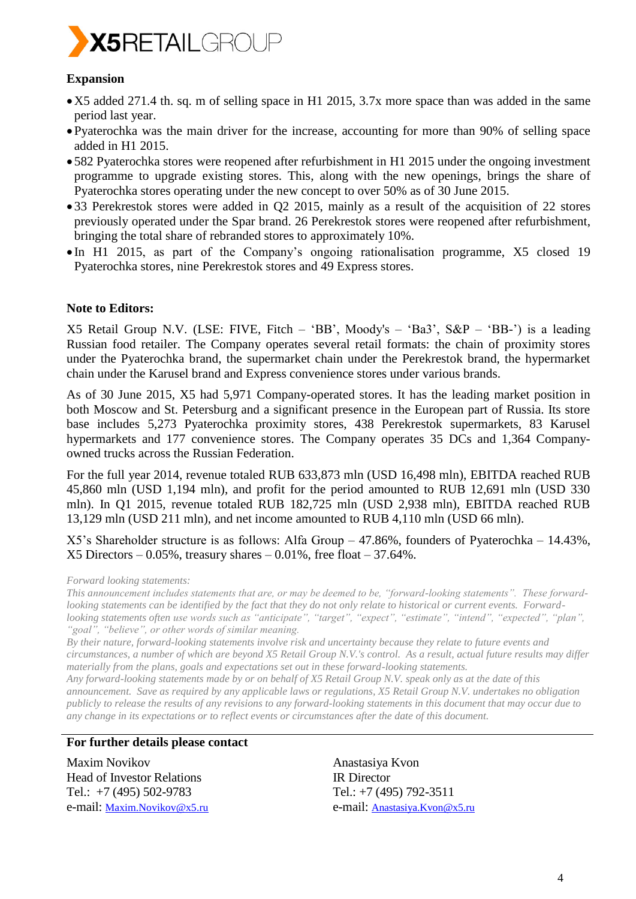## Expansion

- X5 added 271.4 th. sq. m of selling space in H1 2015, 3.7x more space than was added in the same period last year.
- Pyaterochka was the main driver for the increase, accounting for more than 90% of selling space added in H1 2015.
- 582 Pyaterochka stores were reopened after refurbishment in H1 2015 under the ongoing investment programme to upgrade existing stores. This, along with the new openings, brings the share of Pyaterochka stores operating under the new concept to over 50% as of 30 June 2015.
- 33 Perekrestok stores were added in Q2 2015, mainly as a result of the acquisition of 22 stores previously operated under the Spar brand. 26 Perekrestok stores were reopened after refurbishment, bringing the total share of rebranded stores to approximately 10%.
- In H1 2015, as part of the Company's ongoing rationalisation programme, X5 closed 19 Pyaterochka stores, nine Perekrestok stores and 49 Express stores.

## Note to Editors:

X5 Retail Group N.V. (LSE: FIVE, Fitch – 'BB', Moody's – 'Ba3', S&P – 'BB-') is a leading Russian food retailer. The Company operates several retail formats: the chain of proximity stores under the Pyaterochka brand, the supermarket chain under the Perekrestok brand, the hypermarket chain under the Karusel brand and Express convenience stores under various brands.

As of 30 June 2015, X5 had 5,971 Company-operated stores. It has the leading market position in both Moscow and St. Petersburg and a significant presence in the European part of Russia. Its store base includes 5,273 Pyaterochka proximity stores, 438 Perekrestok supermarkets, 83 Karusel hypermarkets and 177 convenience stores. The Company operates 35 DCs and 1,364 Company-owned trucks across the Russian Federation.

For the full year 2014, revenue totaled RUB 633,873 mln (USD 16,498 mln), EBITDA reached RUB 45,860 mln (USD 1,194 mln), and profit for the period amounted to RUB 12,691 mln (USD 330 mln). In Q1 2015, revenue totaled RUB 182,725 mln (USD 2,938 mln), EBITDA reached RUB 13,129 mln (USD 211 mln), and net income amounted to RUB 4,110 mln (USD 66 mln).

X5's Shareholder structure is as follows: Alfa Group – 47.86%, founders of Pyaterochka – 14.43%, X5 Directors – 0.05%, treasury shares – 0.01%, free float – 37.64%.

*Forward looking statements:*
*This announcement includes statements that are, or may be deemed to be, "forward-looking statements". These forward-looking statements can be identified by the fact that they do not only relate to historical or current events. Forward-looking statements often use words such as "anticipate", "target", "expect", "estimate", "intend", "expected", "plan", "goal", "believe", or other words of similar meaning.*
*By their nature, forward-looking statements involve risk and uncertainty because they relate to future events and circumstances, a number of which are beyond X5 Retail Group N.V.'s control. As a result, actual future results may differ materially from the plans, goals and expectations set out in these forward-looking statements.*
*Any forward-looking statements made by or on behalf of X5 Retail Group N.V. speak only as at the date of this announcement. Save as required by any applicable laws or regulations, X5 Retail Group N.V. undertakes no obligation publicly to release the results of any revisions to any forward-looking statements in this document that may occur due to any change in its expectations or to reflect events or circumstances after the date of this document.*

---

**For further details please contact**

Maxim Novikov
Head of Investor Relations
Tel.: +7 (495) 502-9783
e-mail: Maxim.Novikov@x5.ru

Anastasiya Kvon
IR Director
Tel.: +7 (495) 792-3511
e-mail: Anastasiya.Kvon@x5.ru